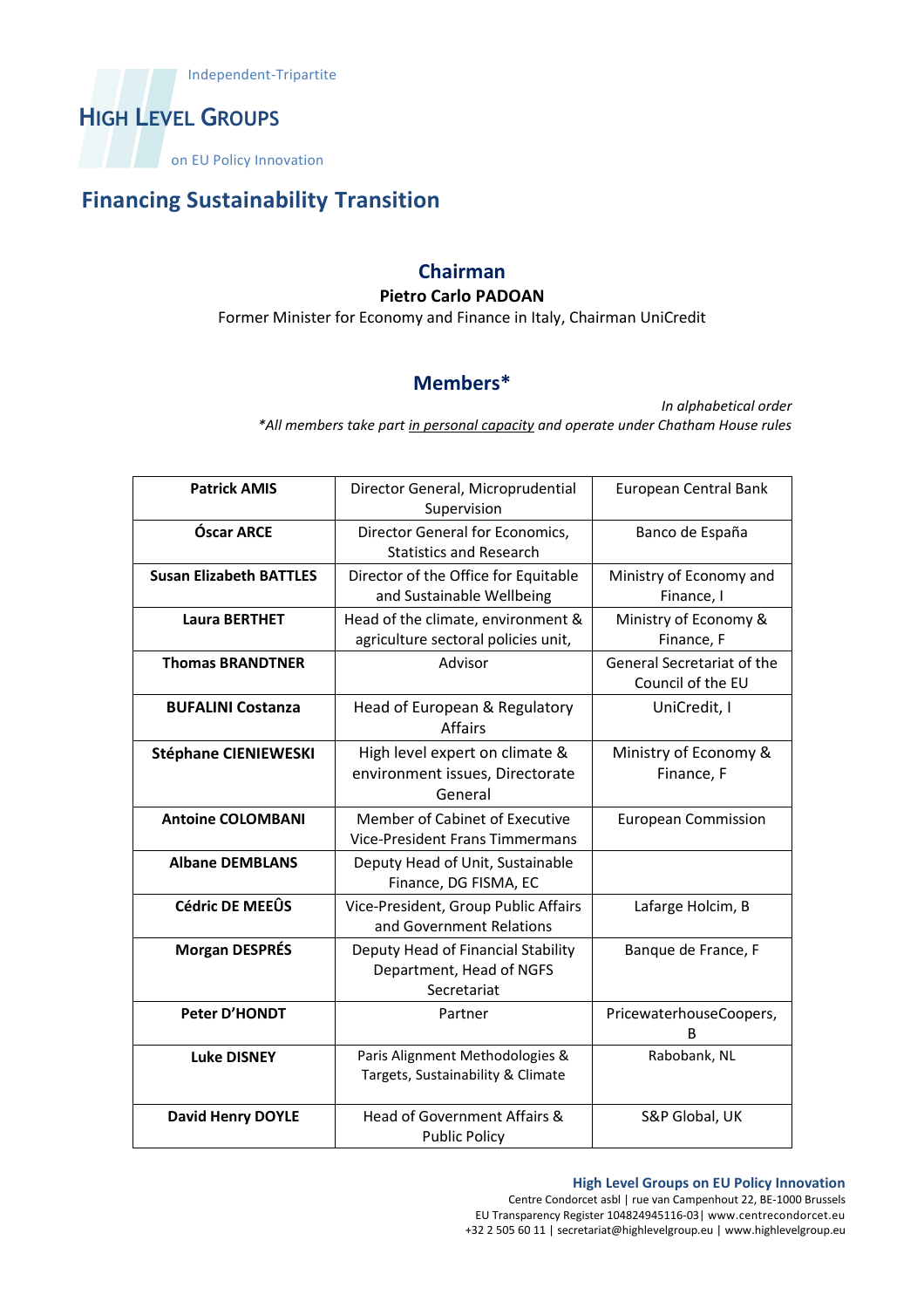Independent-Tripartite

# HIGH LEVEL GROUPS

on EU Policy Innovation

## Financing Sustainability Transition

### Chairman

**Pietro Carlo PADOAN**

Former Minister for Economy and Finance in Italy, Chairman UniCredit

### Members*

*In alphabetical order*

*\*All members take part in personal capacity and operate under Chatham House rules*

| | | |
|---|---|---|
| **Patrick AMIS** | Director General, Microprudential Supervision | European Central Bank |
| **Óscar ARCE** | Director General for Economics, Statistics and Research | Banco de España |
| **Susan Elizabeth BATTLES** | Director of the Office for Equitable and Sustainable Wellbeing | Ministry of Economy and Finance, I |
| **Laura BERTHET** | Head of the climate, environment & agriculture sectoral policies unit, | Ministry of Economy & Finance, F |
| **Thomas BRANDTNER** | Advisor | General Secretariat of the Council of the EU |
| **BUFALINI Costanza** | Head of European & Regulatory Affairs | UniCredit, I |
| **Stéphane CIENIEWESKI** | High level expert on climate & environment issues, Directorate General | Ministry of Economy & Finance, F |
| **Antoine COLOMBANI** | Member of Cabinet of Executive Vice-President Frans Timmermans | European Commission |
| **Albane DEMBLANS** | Deputy Head of Unit, Sustainable Finance, DG FISMA, EC | |
| **Cédric DE MEEÛS** | Vice-President, Group Public Affairs and Government Relations | Lafarge Holcim, B |
| **Morgan DESPRÉS** | Deputy Head of Financial Stability Department, Head of NGFS Secretariat | Banque de France, F |
| **Peter D'HONDT** | Partner | PricewaterhouseCoopers, B |
| **Luke DISNEY** | Paris Alignment Methodologies & Targets, Sustainability & Climate | Rabobank, NL |
| **David Henry DOYLE** | Head of Government Affairs & Public Policy | S&P Global, UK |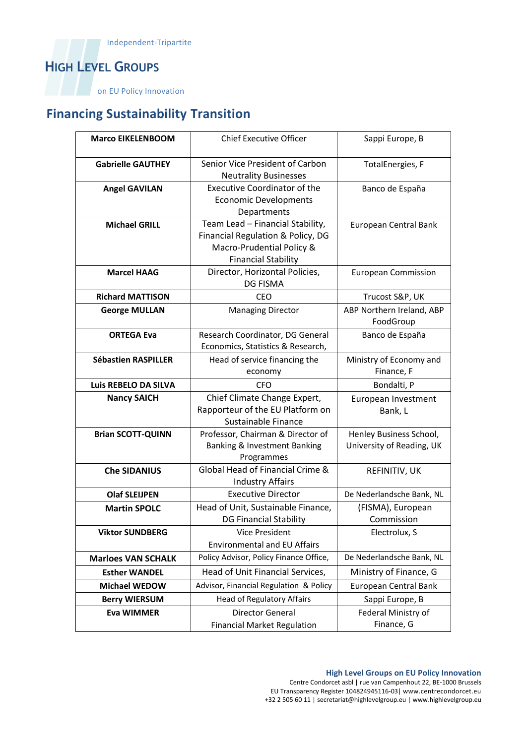Independent-Tripartite

# HIGH LEVEL GROUPS

on EU Policy Innovation

## Financing Sustainability Transition

| | | |
|---|---|---|
| **Marco EIKELENBOOM** | Chief Executive Officer | Sappi Europe, B |
| **Gabrielle GAUTHEY** | Senior Vice President of Carbon Neutrality Businesses | TotalEnergies, F |
| **Angel GAVILAN** | Executive Coordinator of the Economic Developments Departments | Banco de España |
| **Michael GRILL** | Team Lead – Financial Stability, Financial Regulation & Policy, DG Macro-Prudential Policy & Financial Stability | European Central Bank |
| **Marcel HAAG** | Director, Horizontal Policies, DG FISMA | European Commission |
| **Richard MATTISON** | CEO | Trucost S&P, UK |
| **George MULLAN** | Managing Director | ABP Northern Ireland, ABP FoodGroup |
| **ORTEGA Eva** | Research Coordinator, DG General Economics, Statistics & Research, | Banco de España |
| **Sébastien RASPILLER** | Head of service financing the economy | Ministry of Economy and Finance, F |
| **Luis REBELO DA SILVA** | CFO | Bondalti, P |
| **Nancy SAICH** | Chief Climate Change Expert, Rapporteur of the EU Platform on Sustainable Finance | European Investment Bank, L |
| **Brian SCOTT-QUINN** | Professor, Chairman & Director of Banking & Investment Banking Programmes | Henley Business School, University of Reading, UK |
| **Che SIDANIUS** | Global Head of Financial Crime & Industry Affairs | REFINITIV, UK |
| **Olaf SLEIJPEN** | Executive Director | De Nederlandsche Bank, NL |
| **Martin SPOLC** | Head of Unit, Sustainable Finance, DG Financial Stability | (FISMA), European Commission |
| **Viktor SUNDBERG** | Vice President Environmental and EU Affairs | Electrolux, S |
| **Marloes VAN SCHALK** | Policy Advisor, Policy Finance Office, | De Nederlandsche Bank, NL |
| **Esther WANDEL** | Head of Unit Financial Services, | Ministry of Finance, G |
| **Michael WEDOW** | Advisor, Financial Regulation & Policy | European Central Bank |
| **Berry WIERSUM** | Head of Regulatory Affairs | Sappi Europe, B |
| **Eva WIMMER** | Director General Financial Market Regulation | Federal Ministry of Finance, G |

**High Level Groups on EU Policy Innovation**
Centre Condorcet asbl | rue van Campenhout 22, BE-1000 Brussels
EU Transparency Register 104824945116-03| www.centrecondorcet.eu
+32 2 505 60 11 | secretariat@highlevelgroup.eu | www.highlevelgroup.eu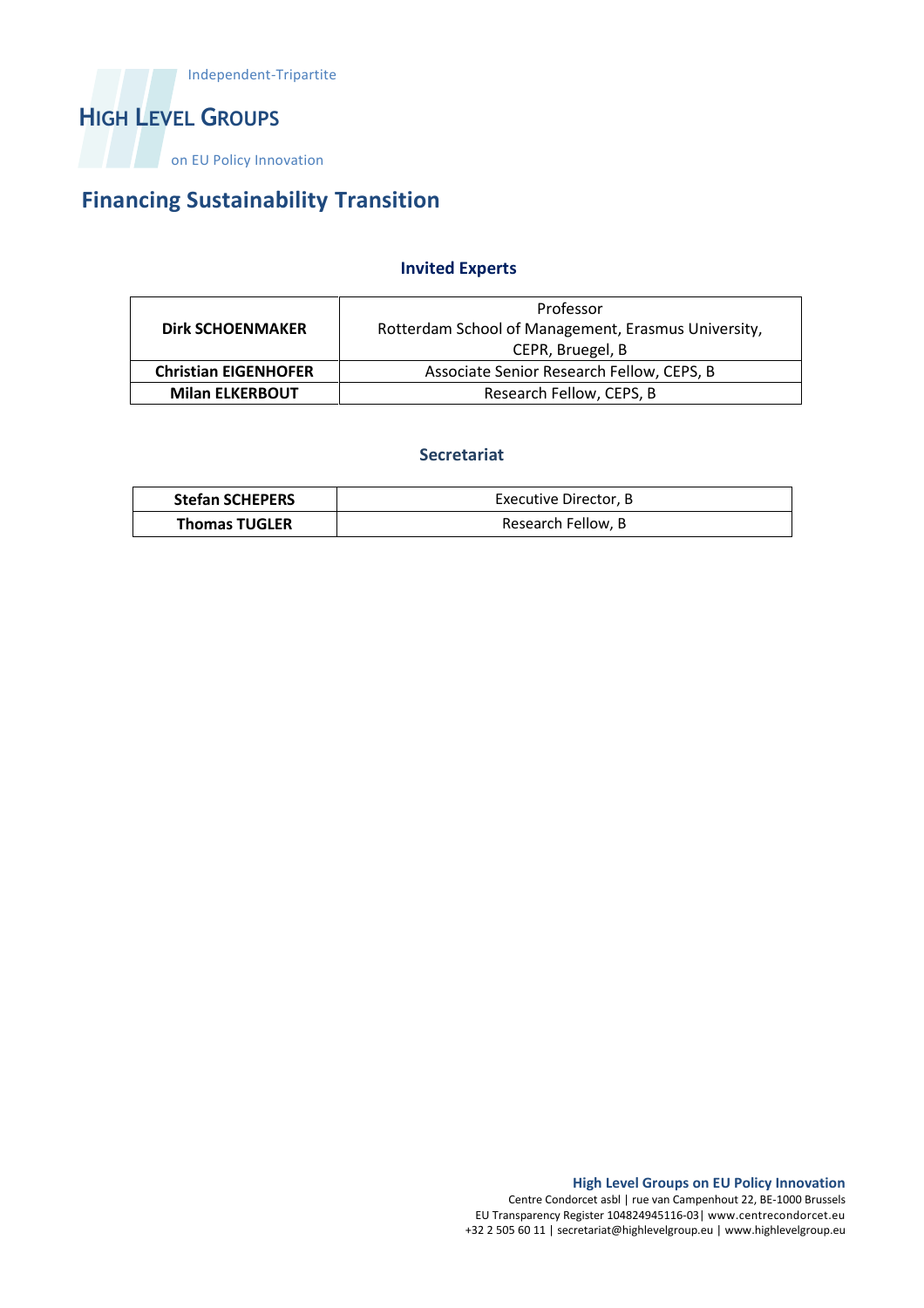Independent-Tripartite

# HIGH LEVEL GROUPS

on EU Policy Innovation

## Financing Sustainability Transition

### Invited Experts

| | |
|---|---|
| **Dirk SCHOENMAKER** | Professor<br>Rotterdam School of Management, Erasmus University,<br>CEPR, Bruegel, B |
| **Christian EIGENHOFER** | Associate Senior Research Fellow, CEPS, B |
| **Milan ELKERBOUT** | Research Fellow, CEPS, B |

### Secretariat

| | |
|---|---|
| **Stefan SCHEPERS** | Executive Director, B |
| **Thomas TUGLER** | Research Fellow, B |

**High Level Groups on EU Policy Innovation**
Centre Condorcet asbl | rue van Campenhout 22, BE-1000 Brussels
EU Transparency Register 104824945116-03| www.centrecondorcet.eu
+32 2 505 60 11 | secretariat@highlevelgroup.eu | www.highlevelgroup.eu